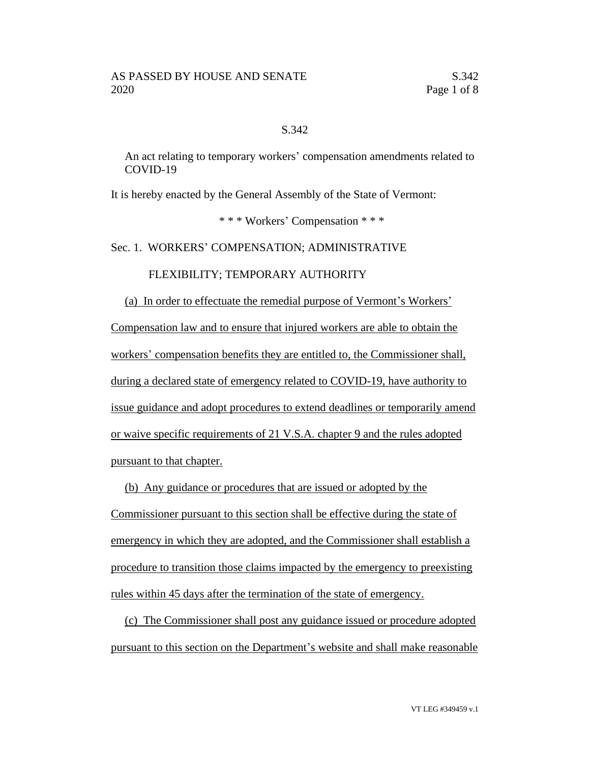# S.342

An act relating to temporary workers' compensation amendments related to COVID-19

It is hereby enacted by the General Assembly of the State of Vermont:

\* \* \* Workers' Compensation \* \* \*

## Sec. 1. WORKERS' COMPENSATION; ADMINISTRATIVE FLEXIBILITY; TEMPORARY AUTHORITY

(a) In order to effectuate the remedial purpose of Vermont's Workers' Compensation law and to ensure that injured workers are able to obtain the workers' compensation benefits they are entitled to, the Commissioner shall, during a declared state of emergency related to COVID-19, have authority to issue guidance and adopt procedures to extend deadlines or temporarily amend or waive specific requirements of 21 V.S.A. chapter 9 and the rules adopted pursuant to that chapter.

(b) Any guidance or procedures that are issued or adopted by the Commissioner pursuant to this section shall be effective during the state of emergency in which they are adopted, and the Commissioner shall establish a procedure to transition those claims impacted by the emergency to preexisting rules within 45 days after the termination of the state of emergency.

(c) The Commissioner shall post any guidance issued or procedure adopted pursuant to this section on the Department's website and shall make reasonable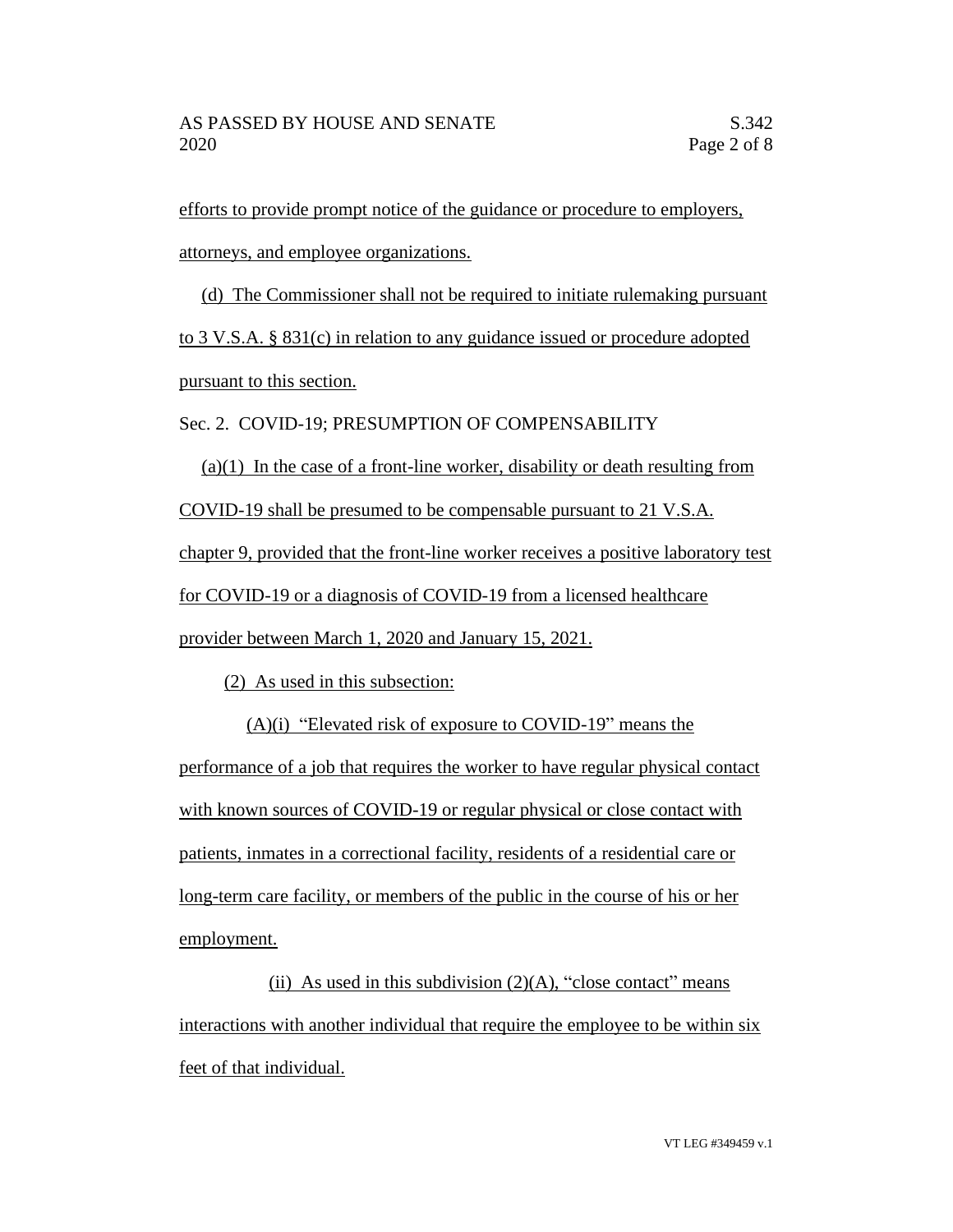efforts to provide prompt notice of the guidance or procedure to employers, attorneys, and employee organizations.

(d) The Commissioner shall not be required to initiate rulemaking pursuant to 3 V.S.A. § 831(c) in relation to any guidance issued or procedure adopted pursuant to this section.

Sec. 2. COVID-19; PRESUMPTION OF COMPENSABILITY

(a)(1) In the case of a front-line worker, disability or death resulting from COVID-19 shall be presumed to be compensable pursuant to 21 V.S.A. chapter 9, provided that the front-line worker receives a positive laboratory test for COVID-19 or a diagnosis of COVID-19 from a licensed healthcare provider between March 1, 2020 and January 15, 2021.

(2) As used in this subsection:

(A)(i) "Elevated risk of exposure to COVID-19" means the performance of a job that requires the worker to have regular physical contact with known sources of COVID-19 or regular physical or close contact with patients, inmates in a correctional facility, residents of a residential care or long-term care facility, or members of the public in the course of his or her employment.

(ii) As used in this subdivision (2)(A), "close contact" means interactions with another individual that require the employee to be within six feet of that individual.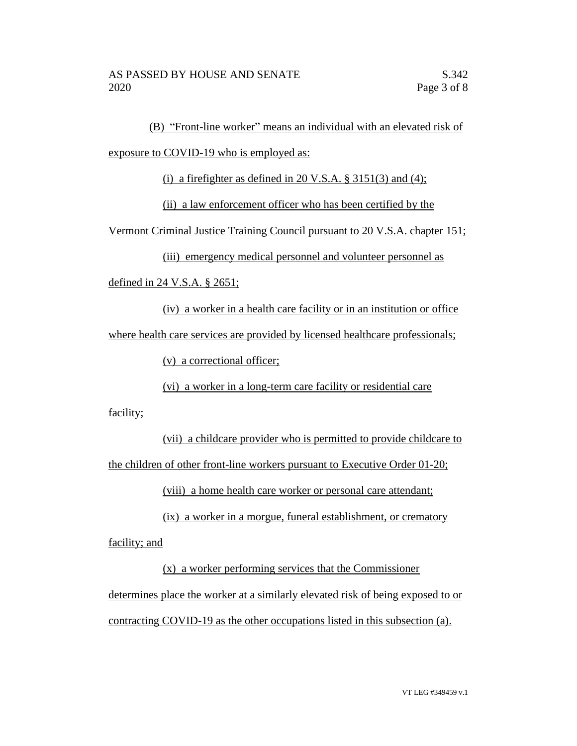(B) "Front-line worker" means an individual with an elevated risk of exposure to COVID-19 who is employed as:

(i) a firefighter as defined in 20 V.S.A. § 3151(3) and (4);

(ii) a law enforcement officer who has been certified by the Vermont Criminal Justice Training Council pursuant to 20 V.S.A. chapter 151;

(iii) emergency medical personnel and volunteer personnel as defined in 24 V.S.A. § 2651;

(iv) a worker in a health care facility or in an institution or office where health care services are provided by licensed healthcare professionals;

(v) a correctional officer;

(vi) a worker in a long-term care facility or residential care facility;

(vii) a childcare provider who is permitted to provide childcare to the children of other front-line workers pursuant to Executive Order 01-20;

(viii) a home health care worker or personal care attendant;

(ix) a worker in a morgue, funeral establishment, or crematory facility; and

(x) a worker performing services that the Commissioner determines place the worker at a similarly elevated risk of being exposed to or contracting COVID-19 as the other occupations listed in this subsection (a).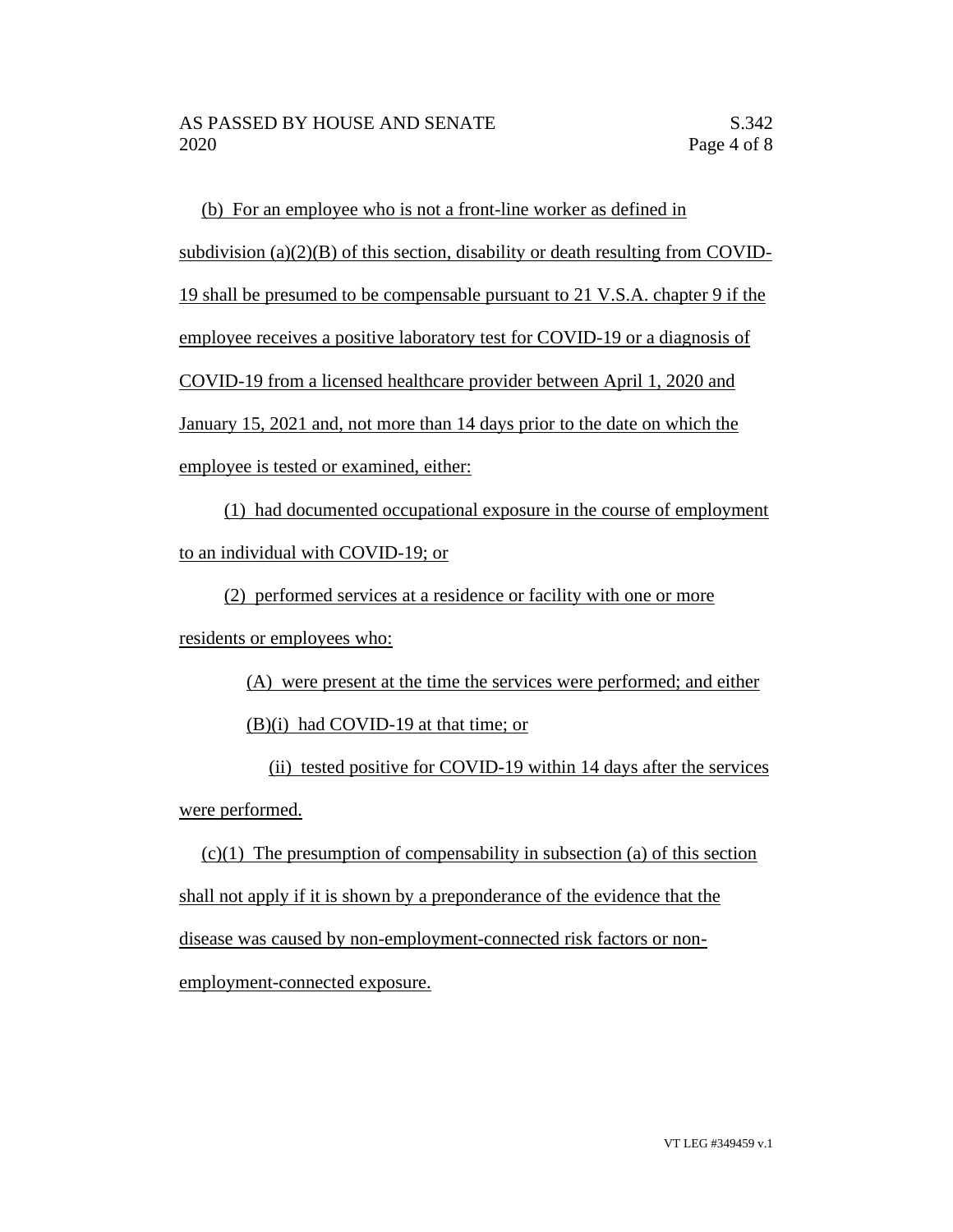(b) For an employee who is not a front-line worker as defined in subdivision (a)(2)(B) of this section, disability or death resulting from COVID-19 shall be presumed to be compensable pursuant to 21 V.S.A. chapter 9 if the employee receives a positive laboratory test for COVID-19 or a diagnosis of COVID-19 from a licensed healthcare provider between April 1, 2020 and January 15, 2021 and, not more than 14 days prior to the date on which the employee is tested or examined, either:

(1) had documented occupational exposure in the course of employment to an individual with COVID-19; or

(2) performed services at a residence or facility with one or more residents or employees who:

(A) were present at the time the services were performed; and either

(B)(i) had COVID-19 at that time; or

(ii) tested positive for COVID-19 within 14 days after the services were performed.

(c)(1) The presumption of compensability in subsection (a) of this section shall not apply if it is shown by a preponderance of the evidence that the disease was caused by non-employment-connected risk factors or non-employment-connected exposure.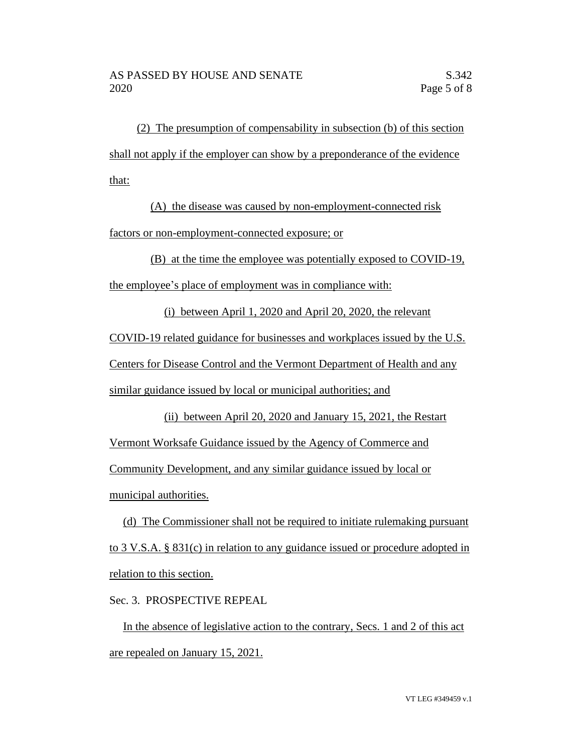(2) The presumption of compensability in subsection (b) of this section shall not apply if the employer can show by a preponderance of the evidence that:

(A) the disease was caused by non-employment-connected risk factors or non-employment-connected exposure; or

(B) at the time the employee was potentially exposed to COVID-19, the employee's place of employment was in compliance with:

(i) between April 1, 2020 and April 20, 2020, the relevant COVID-19 related guidance for businesses and workplaces issued by the U.S. Centers for Disease Control and the Vermont Department of Health and any similar guidance issued by local or municipal authorities; and

(ii) between April 20, 2020 and January 15, 2021, the Restart Vermont Worksafe Guidance issued by the Agency of Commerce and Community Development, and any similar guidance issued by local or municipal authorities.

(d) The Commissioner shall not be required to initiate rulemaking pursuant to 3 V.S.A. § 831(c) in relation to any guidance issued or procedure adopted in relation to this section.

Sec. 3. PROSPECTIVE REPEAL

In the absence of legislative action to the contrary, Secs. 1 and 2 of this act are repealed on January 15, 2021.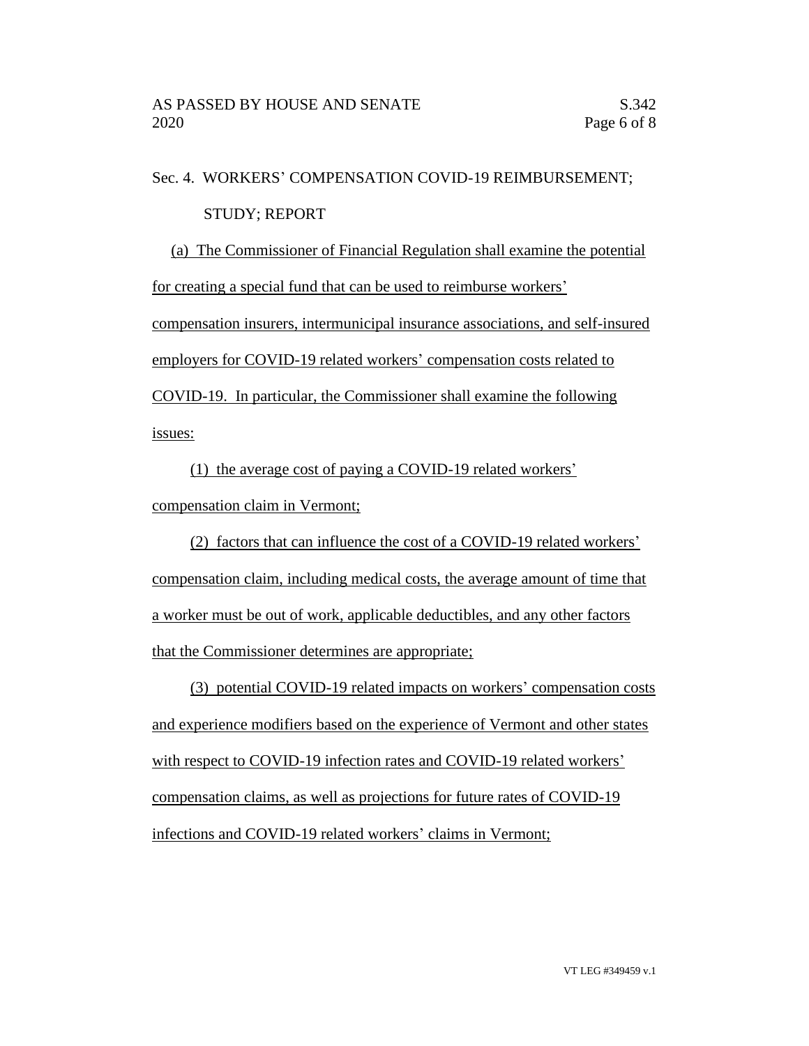Sec. 4. WORKERS' COMPENSATION COVID-19 REIMBURSEMENT; STUDY; REPORT

(a) The Commissioner of Financial Regulation shall examine the potential for creating a special fund that can be used to reimburse workers' compensation insurers, intermunicipal insurance associations, and self-insured employers for COVID-19 related workers' compensation costs related to COVID-19. In particular, the Commissioner shall examine the following issues:

(1) the average cost of paying a COVID-19 related workers' compensation claim in Vermont;

(2) factors that can influence the cost of a COVID-19 related workers' compensation claim, including medical costs, the average amount of time that a worker must be out of work, applicable deductibles, and any other factors that the Commissioner determines are appropriate;

(3) potential COVID-19 related impacts on workers' compensation costs and experience modifiers based on the experience of Vermont and other states with respect to COVID-19 infection rates and COVID-19 related workers' compensation claims, as well as projections for future rates of COVID-19 infections and COVID-19 related workers' claims in Vermont;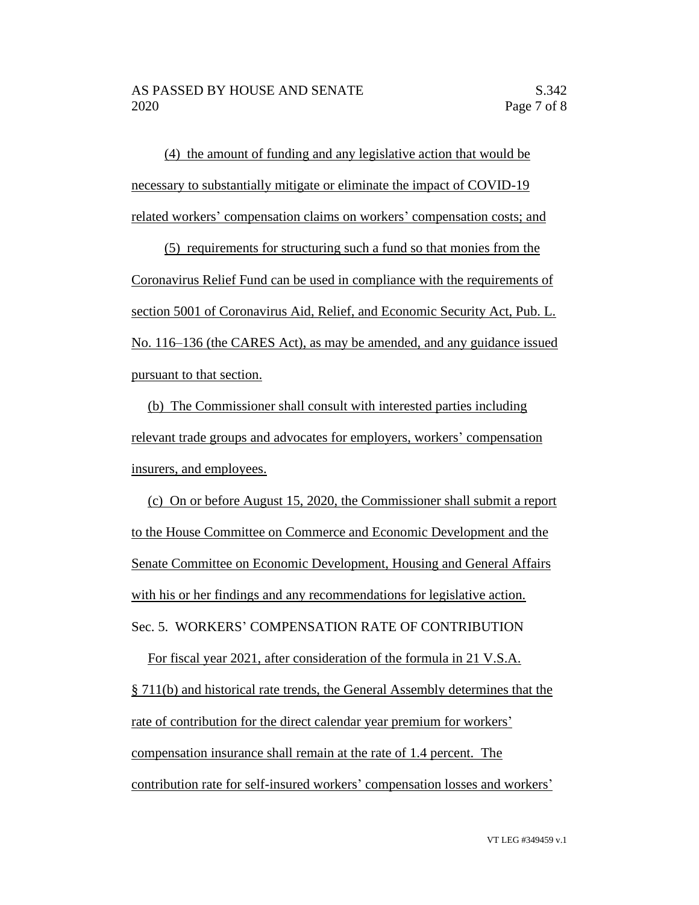(4) the amount of funding and any legislative action that would be necessary to substantially mitigate or eliminate the impact of COVID-19 related workers' compensation claims on workers' compensation costs; and

(5) requirements for structuring such a fund so that monies from the Coronavirus Relief Fund can be used in compliance with the requirements of section 5001 of Coronavirus Aid, Relief, and Economic Security Act, Pub. L. No. 116–136 (the CARES Act), as may be amended, and any guidance issued pursuant to that section.

(b) The Commissioner shall consult with interested parties including relevant trade groups and advocates for employers, workers' compensation insurers, and employees.

(c) On or before August 15, 2020, the Commissioner shall submit a report to the House Committee on Commerce and Economic Development and the Senate Committee on Economic Development, Housing and General Affairs with his or her findings and any recommendations for legislative action.

Sec. 5. WORKERS' COMPENSATION RATE OF CONTRIBUTION

For fiscal year 2021, after consideration of the formula in 21 V.S.A. § 711(b) and historical rate trends, the General Assembly determines that the rate of contribution for the direct calendar year premium for workers' compensation insurance shall remain at the rate of 1.4 percent. The contribution rate for self-insured workers' compensation losses and workers'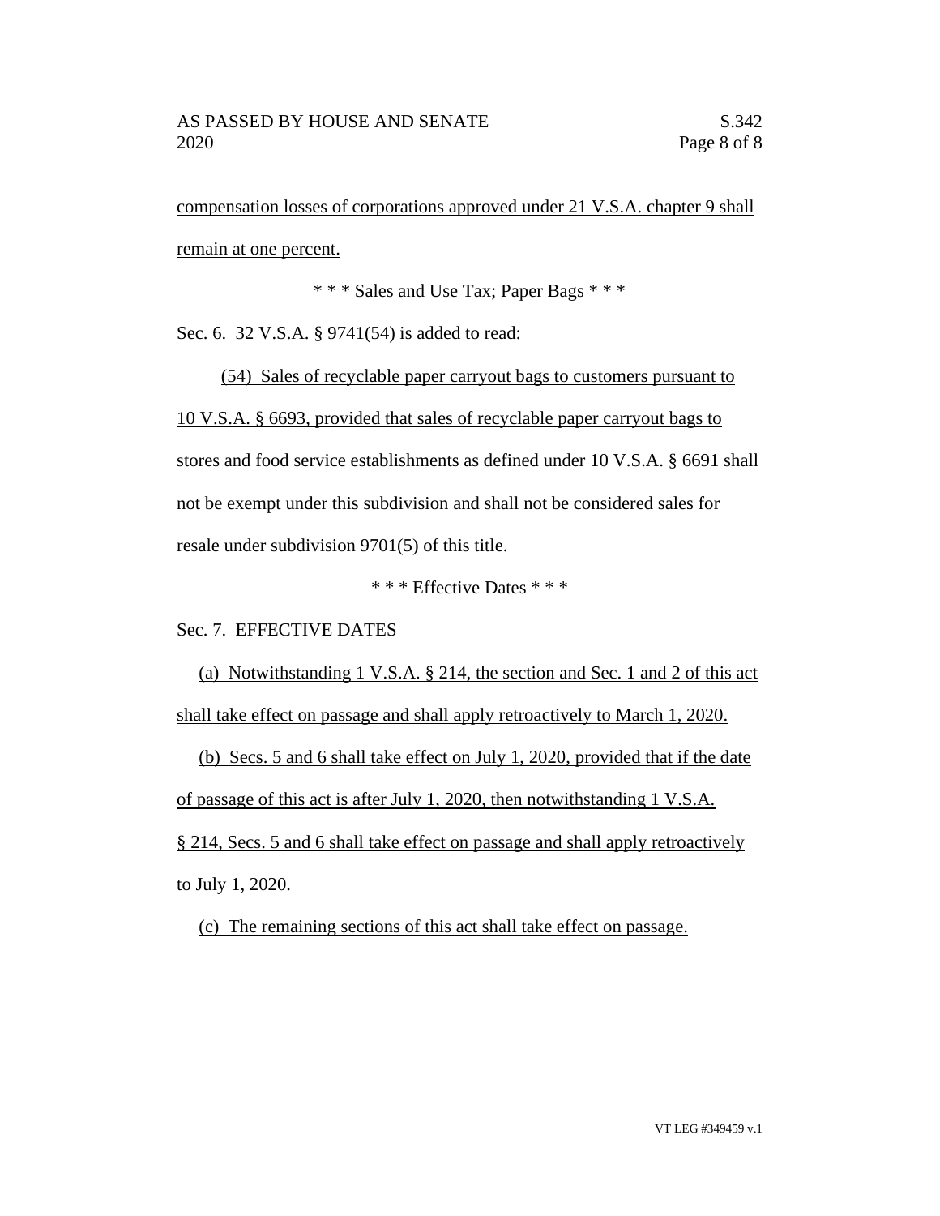compensation losses of corporations approved under 21 V.S.A. chapter 9 shall remain at one percent.

* * * Sales and Use Tax; Paper Bags * * *

Sec. 6. 32 V.S.A. § 9741(54) is added to read:

(54) Sales of recyclable paper carryout bags to customers pursuant to 10 V.S.A. § 6693, provided that sales of recyclable paper carryout bags to stores and food service establishments as defined under 10 V.S.A. § 6691 shall not be exempt under this subdivision and shall not be considered sales for resale under subdivision 9701(5) of this title.

* * * Effective Dates * * *

Sec. 7. EFFECTIVE DATES

(a) Notwithstanding 1 V.S.A. § 214, the section and Sec. 1 and 2 of this act shall take effect on passage and shall apply retroactively to March 1, 2020.

(b) Secs. 5 and 6 shall take effect on July 1, 2020, provided that if the date of passage of this act is after July 1, 2020, then notwithstanding 1 V.S.A. § 214, Secs. 5 and 6 shall take effect on passage and shall apply retroactively to July 1, 2020.

(c) The remaining sections of this act shall take effect on passage.